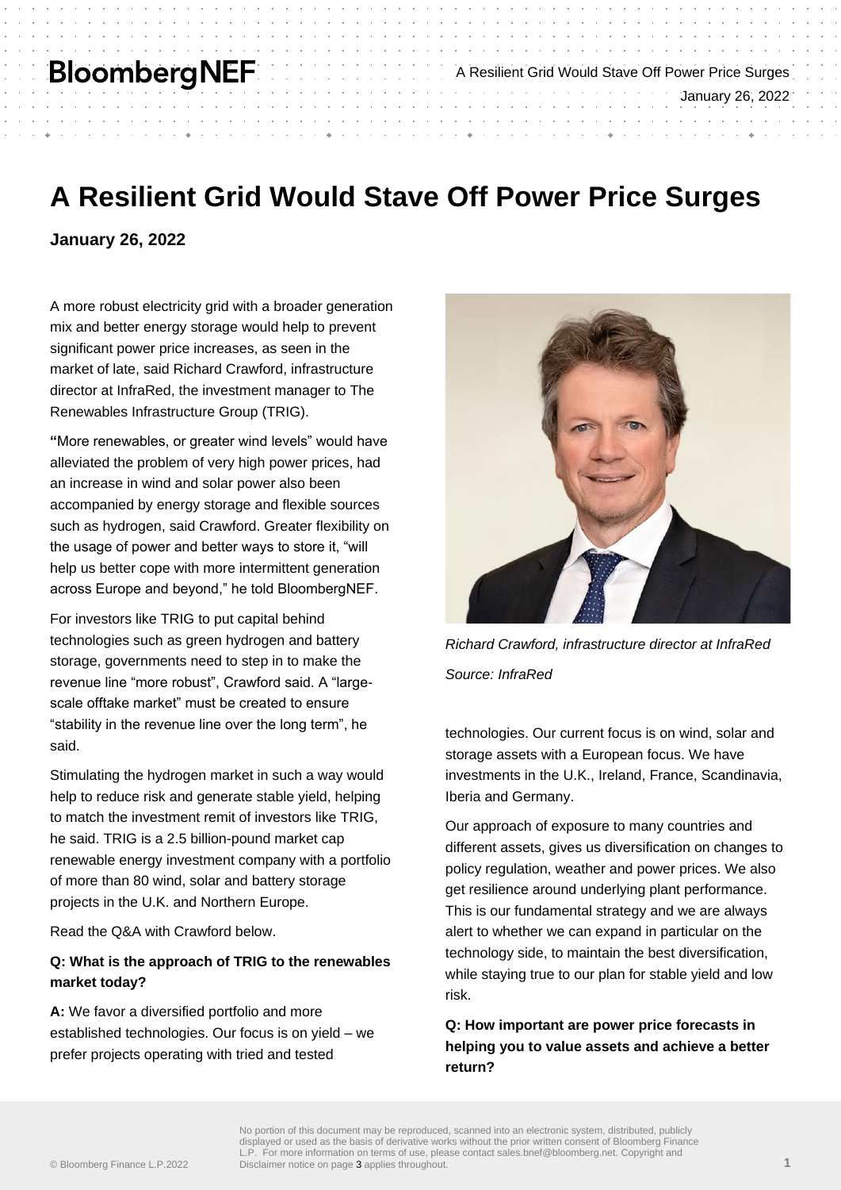# A Resilient Grid Would Stave Off Power Price Surges

**January 26, 2022**

A more robust electricity grid with a broader generation mix and better energy storage would help to prevent significant power price increases, as seen in the market of late, said Richard Crawford, infrastructure director at InfraRed, the investment manager to The Renewables Infrastructure Group (TRIG).

**"**More renewables, or greater wind levels" would have alleviated the problem of very high power prices, had an increase in wind and solar power also been accompanied by energy storage and flexible sources such as hydrogen, said Crawford. Greater flexibility on the usage of power and better ways to store it, "will help us better cope with more intermittent generation across Europe and beyond," he told BloombergNEF.

For investors like TRIG to put capital behind technologies such as green hydrogen and battery storage, governments need to step in to make the revenue line "more robust", Crawford said. A "large-scale offtake market" must be created to ensure "stability in the revenue line over the long term", he said.

Stimulating the hydrogen market in such a way would help to reduce risk and generate stable yield, helping to match the investment remit of investors like TRIG, he said. TRIG is a 2.5 billion-pound market cap renewable energy investment company with a portfolio of more than 80 wind, solar and battery storage projects in the U.K. and Northern Europe.

Read the Q&A with Crawford below.

*Richard Crawford, infrastructure director at InfraRed*

*Source: InfraRed*

**Q: What is the approach of TRIG to the renewables market today?**

**A:** We favor a diversified portfolio and more established technologies. Our focus is on yield – we prefer projects operating with tried and tested technologies. Our current focus is on wind, solar and storage assets with a European focus. We have investments in the U.K., Ireland, France, Scandinavia, Iberia and Germany.

Our approach of exposure to many countries and different assets, gives us diversification on changes to policy regulation, weather and power prices. We also get resilience around underlying plant performance. This is our fundamental strategy and we are always alert to whether we can expand in particular on the technology side, to maintain the best diversification, while staying true to our plan for stable yield and low risk.

**Q: How important are power price forecasts in helping you to value assets and achieve a better return?**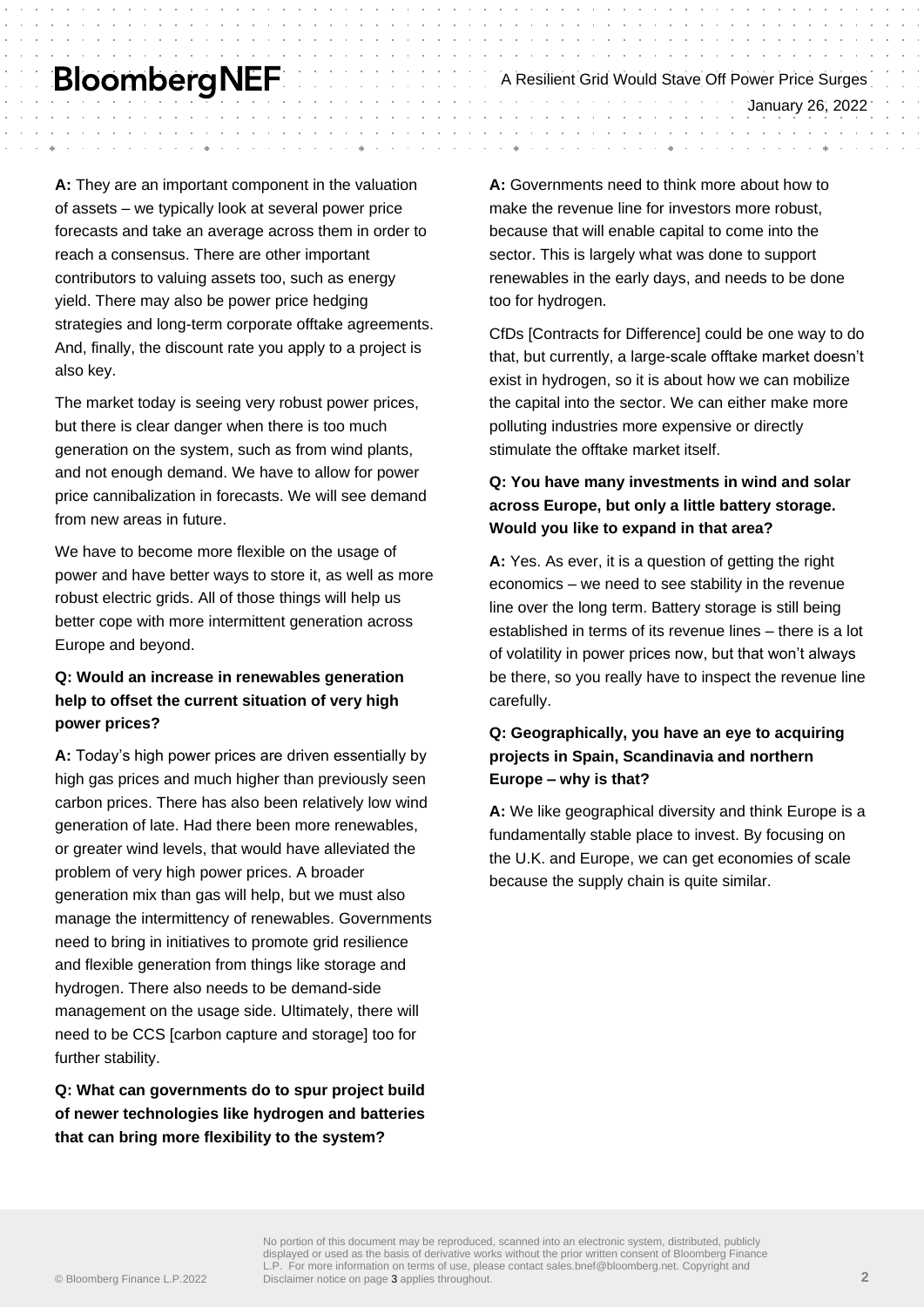**A:** They are an important component in the valuation of assets – we typically look at several power price forecasts and take an average across them in order to reach a consensus. There are other important contributors to valuing assets too, such as energy yield. There may also be power price hedging strategies and long-term corporate offtake agreements. And, finally, the discount rate you apply to a project is also key.

The market today is seeing very robust power prices, but there is clear danger when there is too much generation on the system, such as from wind plants, and not enough demand. We have to allow for power price cannibalization in forecasts. We will see demand from new areas in future.

We have to become more flexible on the usage of power and have better ways to store it, as well as more robust electric grids. All of those things will help us better cope with more intermittent generation across Europe and beyond.

**Q: Would an increase in renewables generation help to offset the current situation of very high power prices?**

**A:** Today's high power prices are driven essentially by high gas prices and much higher than previously seen carbon prices. There has also been relatively low wind generation of late. Had there been more renewables, or greater wind levels, that would have alleviated the problem of very high power prices. A broader generation mix than gas will help, but we must also manage the intermittency of renewables. Governments need to bring in initiatives to promote grid resilience and flexible generation from things like storage and hydrogen. There also needs to be demand-side management on the usage side. Ultimately, there will need to be CCS [carbon capture and storage] too for further stability.

**Q: What can governments do to spur project build of newer technologies like hydrogen and batteries that can bring more flexibility to the system?**

**A:** Governments need to think more about how to make the revenue line for investors more robust, because that will enable capital to come into the sector. This is largely what was done to support renewables in the early days, and needs to be done too for hydrogen.

CfDs [Contracts for Difference] could be one way to do that, but currently, a large-scale offtake market doesn't exist in hydrogen, so it is about how we can mobilize the capital into the sector. We can either make more polluting industries more expensive or directly stimulate the offtake market itself.

**Q: You have many investments in wind and solar across Europe, but only a little battery storage. Would you like to expand in that area?**

**A:** Yes. As ever, it is a question of getting the right economics – we need to see stability in the revenue line over the long term. Battery storage is still being established in terms of its revenue lines – there is a lot of volatility in power prices now, but that won't always be there, so you really have to inspect the revenue line carefully.

**Q: Geographically, you have an eye to acquiring projects in Spain, Scandinavia and northern Europe – why is that?**

**A:** We like geographical diversity and think Europe is a fundamentally stable place to invest. By focusing on the U.K. and Europe, we can get economies of scale because the supply chain is quite similar.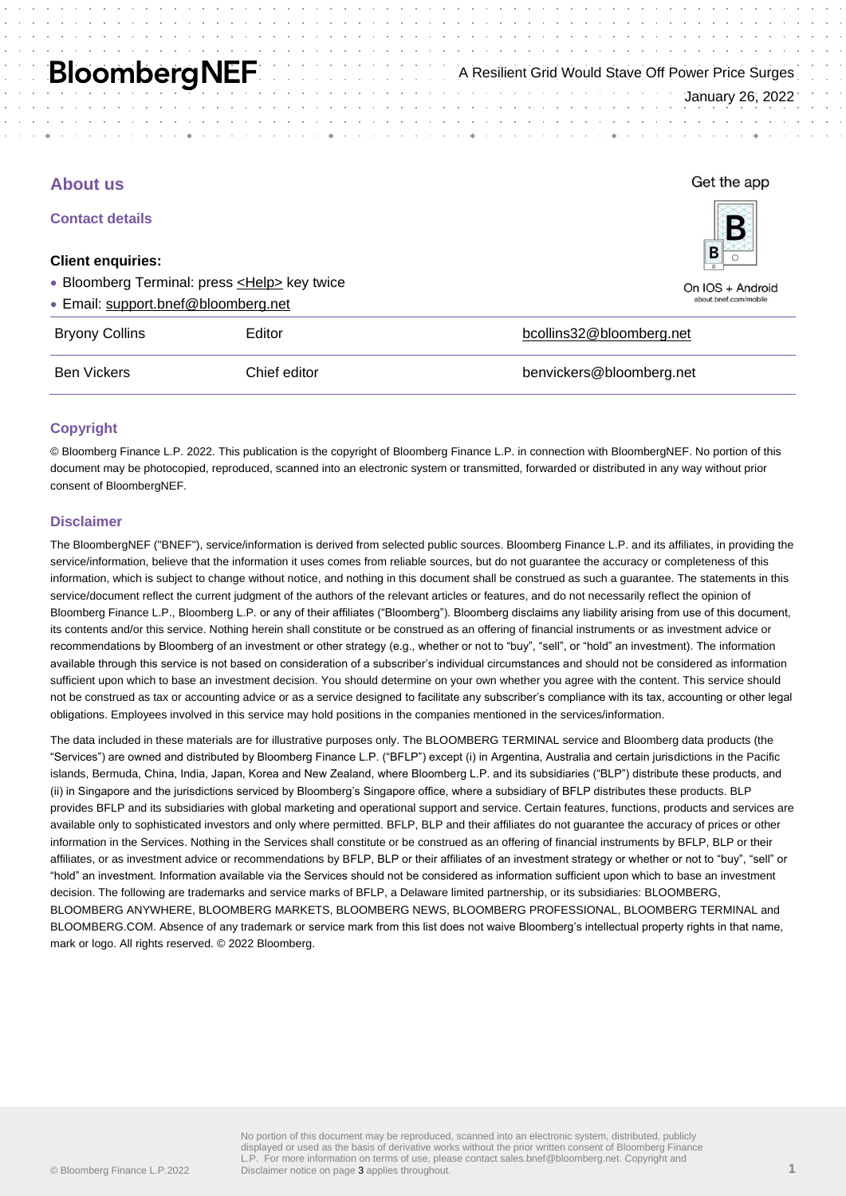## About us

### Contact details

**Client enquiries:**

- Bloomberg Terminal: press <Help> key twice
- Email: support.bnef@bloomberg.net

Get the app

On IOS + Android
about.bnef.com/mobile

| | | |
|---|---|---|
| Bryony Collins | Editor | bcollins32@bloomberg.net |
| Ben Vickers | Chief editor | benvickers@bloomberg.net |

### Copyright

© Bloomberg Finance L.P. 2022. This publication is the copyright of Bloomberg Finance L.P. in connection with BloombergNEF. No portion of this document may be photocopied, reproduced, scanned into an electronic system or transmitted, forwarded or distributed in any way without prior consent of BloombergNEF.

### Disclaimer

The BloombergNEF ("BNEF"), service/information is derived from selected public sources. Bloomberg Finance L.P. and its affiliates, in providing the service/information, believe that the information it uses comes from reliable sources, but do not guarantee the accuracy or completeness of this information, which is subject to change without notice, and nothing in this document shall be construed as such a guarantee. The statements in this service/document reflect the current judgment of the authors of the relevant articles or features, and do not necessarily reflect the opinion of Bloomberg Finance L.P., Bloomberg L.P. or any of their affiliates ("Bloomberg"). Bloomberg disclaims any liability arising from use of this document, its contents and/or this service. Nothing herein shall constitute or be construed as an offering of financial instruments or as investment advice or recommendations by Bloomberg of an investment or other strategy (e.g., whether or not to "buy", "sell", or "hold" an investment). The information available through this service is not based on consideration of a subscriber's individual circumstances and should not be considered as information sufficient upon which to base an investment decision. You should determine on your own whether you agree with the content. This service should not be construed as tax or accounting advice or as a service designed to facilitate any subscriber's compliance with its tax, accounting or other legal obligations. Employees involved in this service may hold positions in the companies mentioned in the services/information.

The data included in these materials are for illustrative purposes only. The BLOOMBERG TERMINAL service and Bloomberg data products (the "Services") are owned and distributed by Bloomberg Finance L.P. ("BFLP") except (i) in Argentina, Australia and certain jurisdictions in the Pacific islands, Bermuda, China, India, Japan, Korea and New Zealand, where Bloomberg L.P. and its subsidiaries ("BLP") distribute these products, and (ii) in Singapore and the jurisdictions serviced by Bloomberg's Singapore office, where a subsidiary of BFLP distributes these products. BLP provides BFLP and its subsidiaries with global marketing and operational support and service. Certain features, functions, products and services are available only to sophisticated investors and only where permitted. BFLP, BLP and their affiliates do not guarantee the accuracy of prices or other information in the Services. Nothing in the Services shall constitute or be construed as an offering of financial instruments by BFLP, BLP or their affiliates, or as investment advice or recommendations by BFLP, BLP or their affiliates of an investment strategy or whether or not to "buy", "sell" or "hold" an investment. Information available via the Services should not be considered as information sufficient upon which to base an investment decision. The following are trademarks and service marks of BFLP, a Delaware limited partnership, or its subsidiaries: BLOOMBERG, BLOOMBERG ANYWHERE, BLOOMBERG MARKETS, BLOOMBERG NEWS, BLOOMBERG PROFESSIONAL, BLOOMBERG TERMINAL and BLOOMBERG.COM. Absence of any trademark or service mark from this list does not waive Bloomberg's intellectual property rights in that name, mark or logo. All rights reserved. © 2022 Bloomberg.